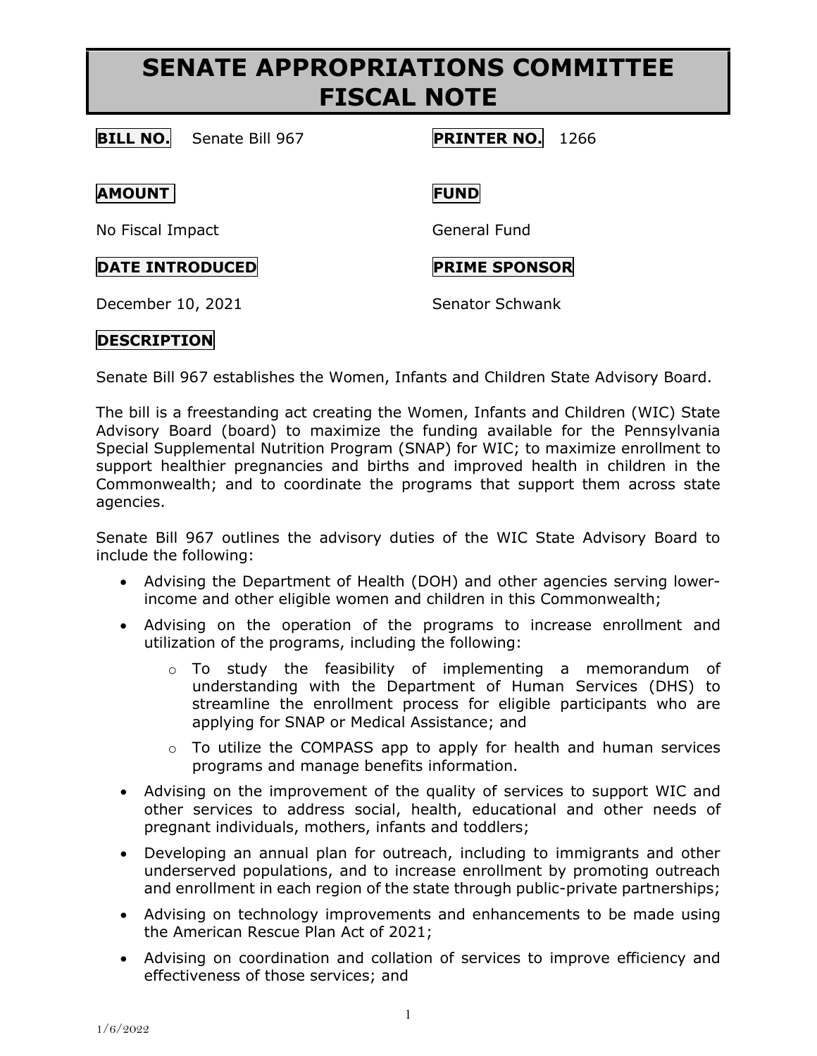# SENATE APPROPRIATIONS COMMITTEE FISCAL NOTE

**BILL NO.** Senate Bill 967

**PRINTER NO.** 1266

**AMOUNT**

No Fiscal Impact

**FUND**

General Fund

**DATE INTRODUCED**

December 10, 2021

**PRIME SPONSOR**

Senator Schwank

**DESCRIPTION**

Senate Bill 967 establishes the Women, Infants and Children State Advisory Board.

The bill is a freestanding act creating the Women, Infants and Children (WIC) State Advisory Board (board) to maximize the funding available for the Pennsylvania Special Supplemental Nutrition Program (SNAP) for WIC; to maximize enrollment to support healthier pregnancies and births and improved health in children in the Commonwealth; and to coordinate the programs that support them across state agencies.

Senate Bill 967 outlines the advisory duties of the WIC State Advisory Board to include the following:

- Advising the Department of Health (DOH) and other agencies serving lower-income and other eligible women and children in this Commonwealth;
- Advising on the operation of the programs to increase enrollment and utilization of the programs, including the following:
  - To study the feasibility of implementing a memorandum of understanding with the Department of Human Services (DHS) to streamline the enrollment process for eligible participants who are applying for SNAP or Medical Assistance; and
  - To utilize the COMPASS app to apply for health and human services programs and manage benefits information.
- Advising on the improvement of the quality of services to support WIC and other services to address social, health, educational and other needs of pregnant individuals, mothers, infants and toddlers;
- Developing an annual plan for outreach, including to immigrants and other underserved populations, and to increase enrollment by promoting outreach and enrollment in each region of the state through public-private partnerships;
- Advising on technology improvements and enhancements to be made using the American Rescue Plan Act of 2021;
- Advising on coordination and collation of services to improve efficiency and effectiveness of those services; and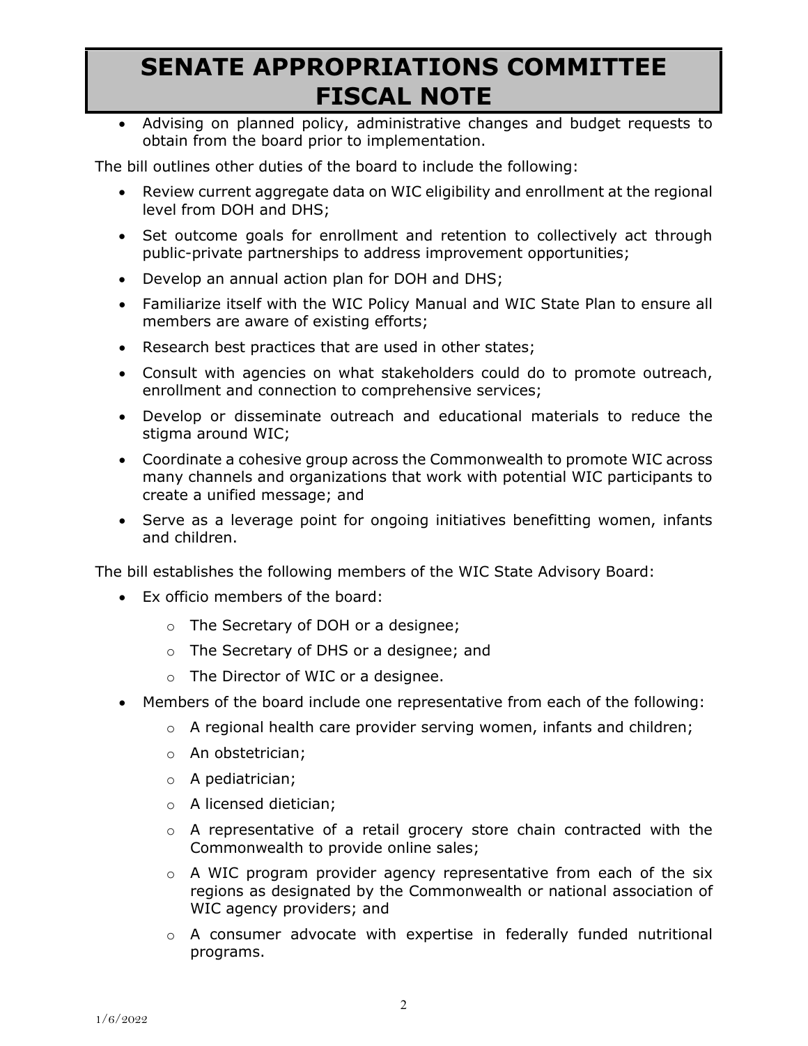- Advising on planned policy, administrative changes and budget requests to obtain from the board prior to implementation.

The bill outlines other duties of the board to include the following:

- Review current aggregate data on WIC eligibility and enrollment at the regional level from DOH and DHS;
- Set outcome goals for enrollment and retention to collectively act through public-private partnerships to address improvement opportunities;
- Develop an annual action plan for DOH and DHS;
- Familiarize itself with the WIC Policy Manual and WIC State Plan to ensure all members are aware of existing efforts;
- Research best practices that are used in other states;
- Consult with agencies on what stakeholders could do to promote outreach, enrollment and connection to comprehensive services;
- Develop or disseminate outreach and educational materials to reduce the stigma around WIC;
- Coordinate a cohesive group across the Commonwealth to promote WIC across many channels and organizations that work with potential WIC participants to create a unified message; and
- Serve as a leverage point for ongoing initiatives benefitting women, infants and children.

The bill establishes the following members of the WIC State Advisory Board:

- Ex officio members of the board:
  - The Secretary of DOH or a designee;
  - The Secretary of DHS or a designee; and
  - The Director of WIC or a designee.
- Members of the board include one representative from each of the following:
  - A regional health care provider serving women, infants and children;
  - An obstetrician;
  - A pediatrician;
  - A licensed dietician;
  - A representative of a retail grocery store chain contracted with the Commonwealth to provide online sales;
  - A WIC program provider agency representative from each of the six regions as designated by the Commonwealth or national association of WIC agency providers; and
  - A consumer advocate with expertise in federally funded nutritional programs.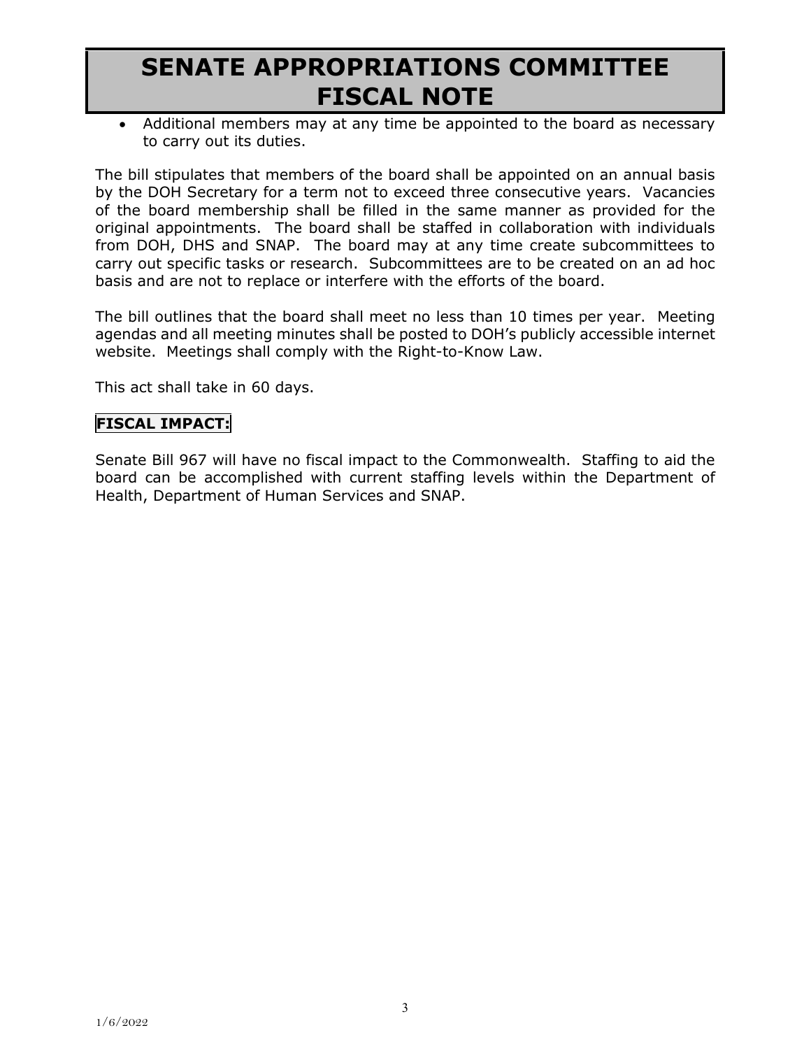# SENATE APPROPRIATIONS COMMITTEE FISCAL NOTE

- Additional members may at any time be appointed to the board as necessary to carry out its duties.

The bill stipulates that members of the board shall be appointed on an annual basis by the DOH Secretary for a term not to exceed three consecutive years. Vacancies of the board membership shall be filled in the same manner as provided for the original appointments. The board shall be staffed in collaboration with individuals from DOH, DHS and SNAP. The board may at any time create subcommittees to carry out specific tasks or research. Subcommittees are to be created on an ad hoc basis and are not to replace or interfere with the efforts of the board.

The bill outlines that the board shall meet no less than 10 times per year. Meeting agendas and all meeting minutes shall be posted to DOH's publicly accessible internet website. Meetings shall comply with the Right-to-Know Law.

This act shall take in 60 days.

**FISCAL IMPACT:**

Senate Bill 967 will have no fiscal impact to the Commonwealth. Staffing to aid the board can be accomplished with current staffing levels within the Department of Health, Department of Human Services and SNAP.

1/6/2022